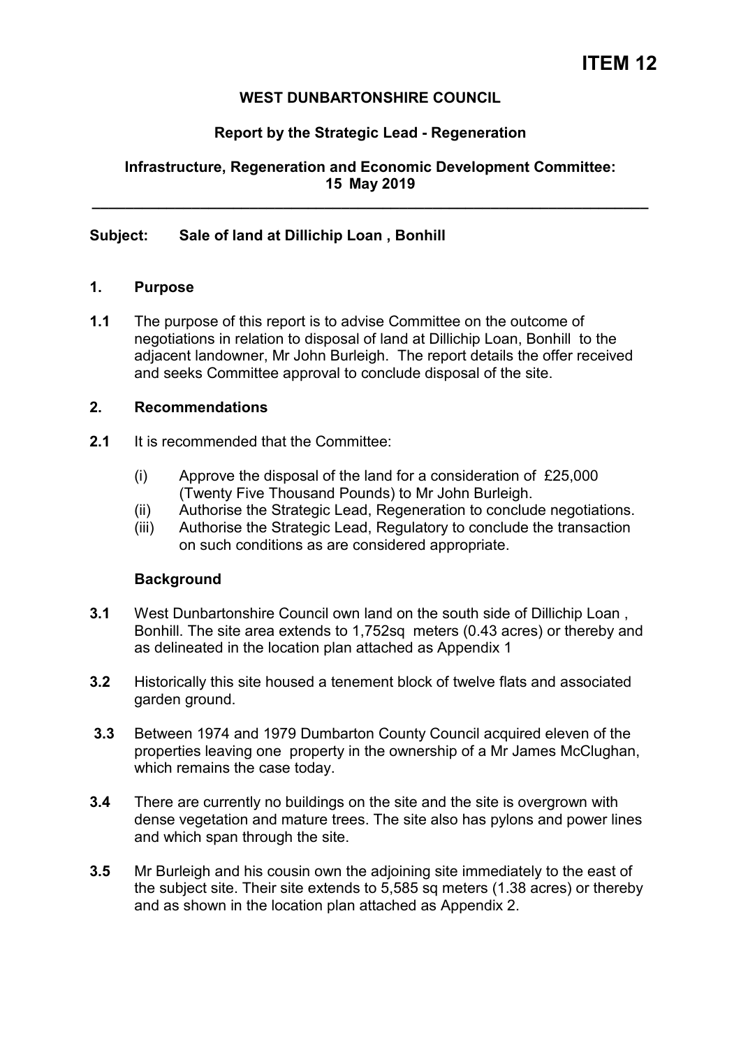# ITEM 12

**WEST DUNBARTONSHIRE COUNCIL**

**Report by the Strategic Lead - Regeneration**

**Infrastructure, Regeneration and Economic Development Committee: 15 May 2019**

---

**Subject: Sale of land at Dillichip Loan , Bonhill**

## 1. Purpose

**1.1** The purpose of this report is to advise Committee on the outcome of negotiations in relation to disposal of land at Dillichip Loan, Bonhill to the adjacent landowner, Mr John Burleigh. The report details the offer received and seeks Committee approval to conclude disposal of the site.

## 2. Recommendations

**2.1** It is recommended that the Committee:

(i) Approve the disposal of the land for a consideration of £25,000 (Twenty Five Thousand Pounds) to Mr John Burleigh.
(ii) Authorise the Strategic Lead, Regeneration to conclude negotiations.
(iii) Authorise the Strategic Lead, Regulatory to conclude the transaction on such conditions as are considered appropriate.

## Background

**3.1** West Dunbartonshire Council own land on the south side of Dillichip Loan , Bonhill. The site area extends to 1,752sq meters (0.43 acres) or thereby and as delineated in the location plan attached as Appendix 1

**3.2** Historically this site housed a tenement block of twelve flats and associated garden ground.

**3.3** Between 1974 and 1979 Dumbarton County Council acquired eleven of the properties leaving one property in the ownership of a Mr James McClughan, which remains the case today.

**3.4** There are currently no buildings on the site and the site is overgrown with dense vegetation and mature trees. The site also has pylons and power lines and which span through the site.

**3.5** Mr Burleigh and his cousin own the adjoining site immediately to the east of the subject site. Their site extends to 5,585 sq meters (1.38 acres) or thereby and as shown in the location plan attached as Appendix 2.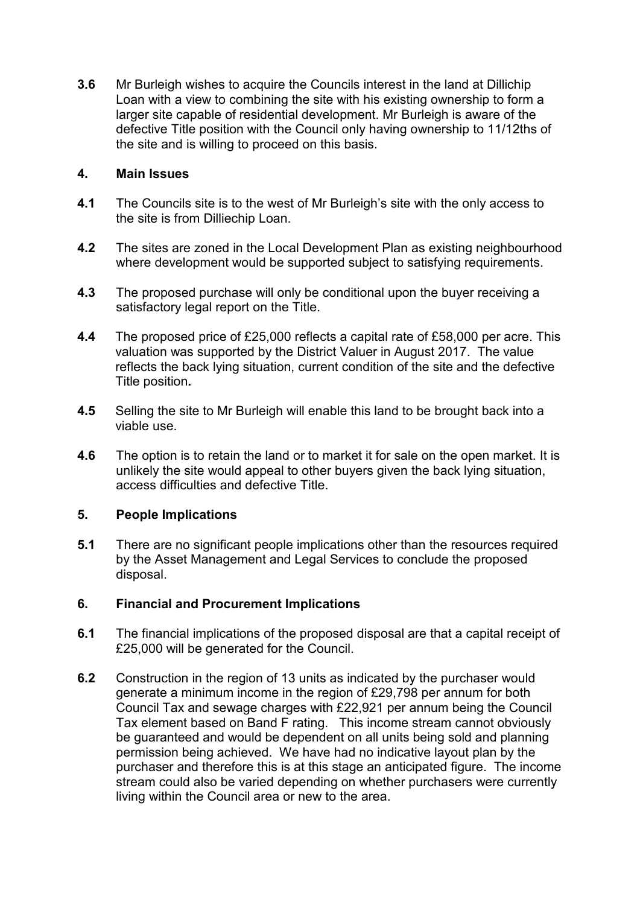**3.6** Mr Burleigh wishes to acquire the Councils interest in the land at Dillichip Loan with a view to combining the site with his existing ownership to form a larger site capable of residential development. Mr Burleigh is aware of the defective Title position with the Council only having ownership to 11/12ths of the site and is willing to proceed on this basis.

## 4. Main Issues

**4.1** The Councils site is to the west of Mr Burleigh's site with the only access to the site is from Dilliechip Loan.

**4.2** The sites are zoned in the Local Development Plan as existing neighbourhood where development would be supported subject to satisfying requirements.

**4.3** The proposed purchase will only be conditional upon the buyer receiving a satisfactory legal report on the Title.

**4.4** The proposed price of £25,000 reflects a capital rate of £58,000 per acre. This valuation was supported by the District Valuer in August 2017. The value reflects the back lying situation, current condition of the site and the defective Title position**.**

**4.5** Selling the site to Mr Burleigh will enable this land to be brought back into a viable use.

**4.6** The option is to retain the land or to market it for sale on the open market. It is unlikely the site would appeal to other buyers given the back lying situation, access difficulties and defective Title.

## 5. People Implications

**5.1** There are no significant people implications other than the resources required by the Asset Management and Legal Services to conclude the proposed disposal.

## 6. Financial and Procurement Implications

**6.1** The financial implications of the proposed disposal are that a capital receipt of £25,000 will be generated for the Council.

**6.2** Construction in the region of 13 units as indicated by the purchaser would generate a minimum income in the region of £29,798 per annum for both Council Tax and sewage charges with £22,921 per annum being the Council Tax element based on Band F rating. This income stream cannot obviously be guaranteed and would be dependent on all units being sold and planning permission being achieved. We have had no indicative layout plan by the purchaser and therefore this is at this stage an anticipated figure. The income stream could also be varied depending on whether purchasers were currently living within the Council area or new to the area.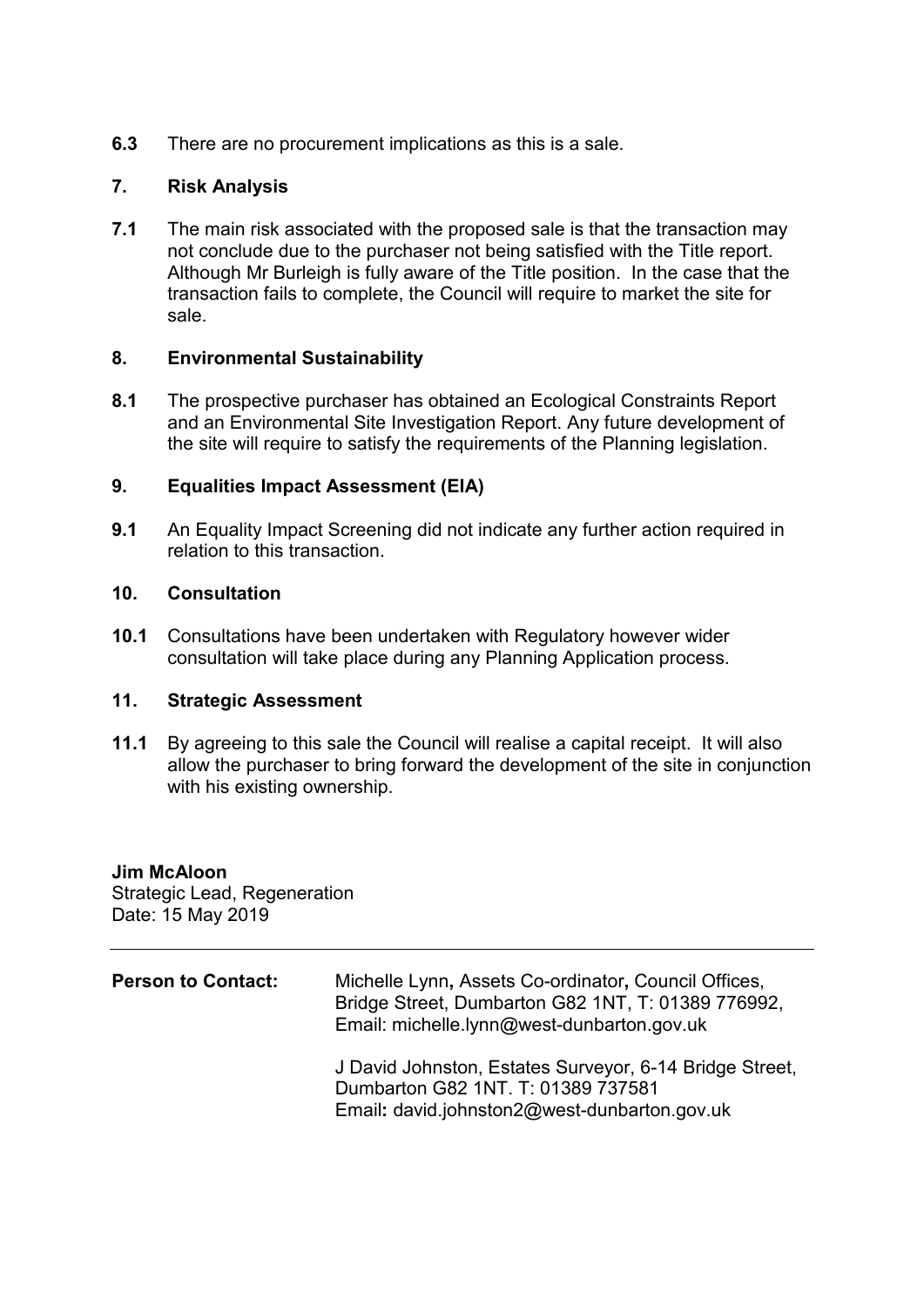**6.3** There are no procurement implications as this is a sale.

## 7. Risk Analysis

**7.1** The main risk associated with the proposed sale is that the transaction may not conclude due to the purchaser not being satisfied with the Title report. Although Mr Burleigh is fully aware of the Title position. In the case that the transaction fails to complete, the Council will require to market the site for sale.

## 8. Environmental Sustainability

**8.1** The prospective purchaser has obtained an Ecological Constraints Report and an Environmental Site Investigation Report. Any future development of the site will require to satisfy the requirements of the Planning legislation.

## 9. Equalities Impact Assessment (EIA)

**9.1** An Equality Impact Screening did not indicate any further action required in relation to this transaction.

## 10. Consultation

**10.1** Consultations have been undertaken with Regulatory however wider consultation will take place during any Planning Application process.

## 11. Strategic Assessment

**11.1** By agreeing to this sale the Council will realise a capital receipt. It will also allow the purchaser to bring forward the development of the site in conjunction with his existing ownership.

**Jim McAloon**
Strategic Lead, Regeneration
Date: 15 May 2019

---

**Person to Contact:** Michelle Lynn**,** Assets Co-ordinator**,** Council Offices, Bridge Street, Dumbarton G82 1NT, T: 01389 776992, Email: michelle.lynn@west-dunbarton.gov.uk

J David Johnston, Estates Surveyor, 6-14 Bridge Street, Dumbarton G82 1NT. T: 01389 737581
Email**:** david.johnston2@west-dunbarton.gov.uk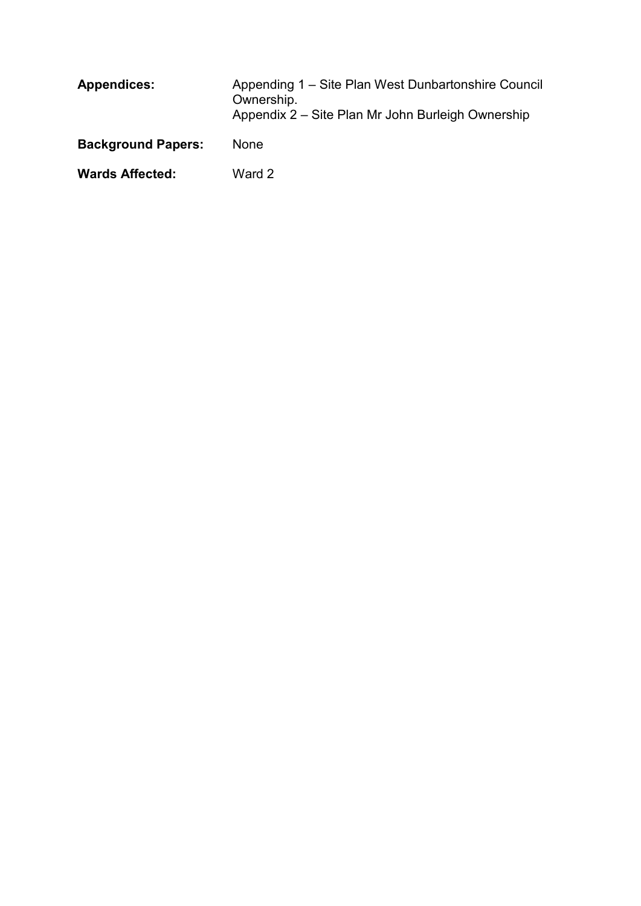| | |
|---|---|
| **Appendices:** | Appending 1 – Site Plan West Dunbartonshire Council Ownership.<br>Appendix 2 – Site Plan Mr John Burleigh Ownership |
| **Background Papers:** | None |
| **Wards Affected:** | Ward 2 |